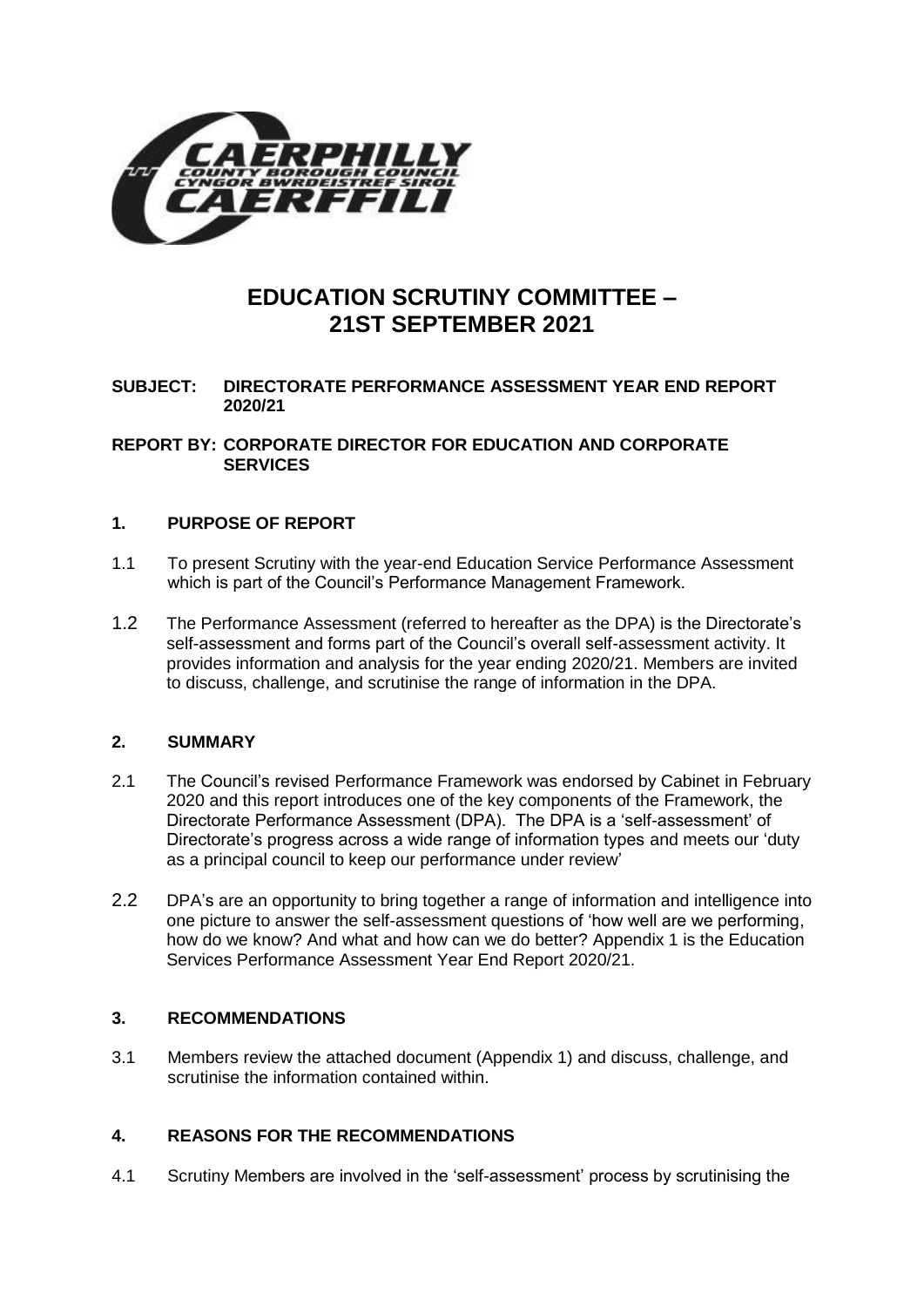# EDUCATION SCRUTINY COMMITTEE – 21ST SEPTEMBER 2021

**SUBJECT: DIRECTORATE PERFORMANCE ASSESSMENT YEAR END REPORT 2020/21**

**REPORT BY: CORPORATE DIRECTOR FOR EDUCATION AND CORPORATE SERVICES**

## 1. PURPOSE OF REPORT

1.1 To present Scrutiny with the year-end Education Service Performance Assessment which is part of the Council's Performance Management Framework.

1.2 The Performance Assessment (referred to hereafter as the DPA) is the Directorate's self-assessment and forms part of the Council's overall self-assessment activity. It provides information and analysis for the year ending 2020/21. Members are invited to discuss, challenge, and scrutinise the range of information in the DPA.

## 2. SUMMARY

2.1 The Council's revised Performance Framework was endorsed by Cabinet in February 2020 and this report introduces one of the key components of the Framework, the Directorate Performance Assessment (DPA). The DPA is a 'self-assessment' of Directorate's progress across a wide range of information types and meets our 'duty as a principal council to keep our performance under review'

2.2 DPA's are an opportunity to bring together a range of information and intelligence into one picture to answer the self-assessment questions of 'how well are we performing, how do we know? And what and how can we do better? Appendix 1 is the Education Services Performance Assessment Year End Report 2020/21.

## 3. RECOMMENDATIONS

3.1 Members review the attached document (Appendix 1) and discuss, challenge, and scrutinise the information contained within.

## 4. REASONS FOR THE RECOMMENDATIONS

4.1 Scrutiny Members are involved in the 'self-assessment' process by scrutinising the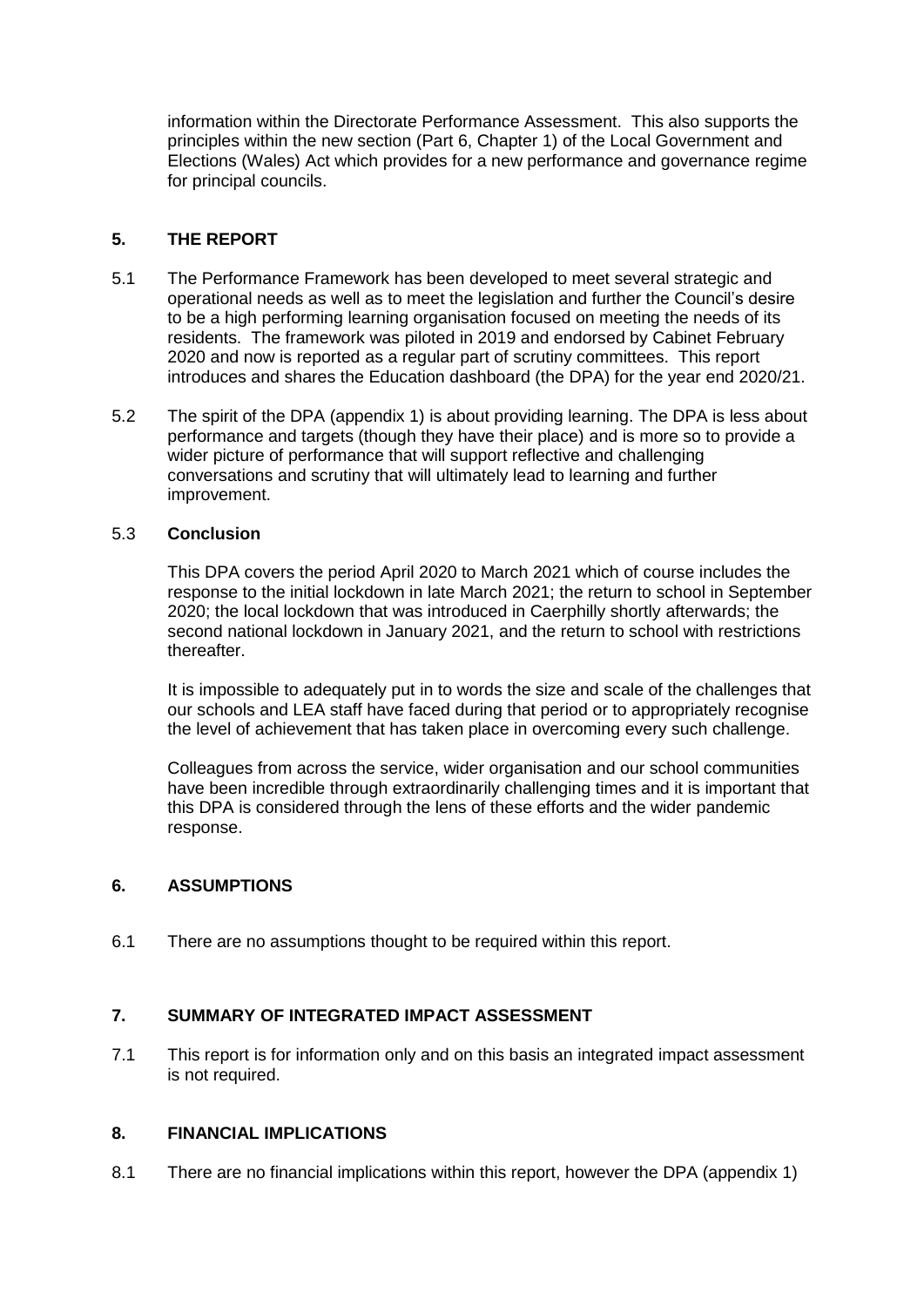information within the Directorate Performance Assessment. This also supports the principles within the new section (Part 6, Chapter 1) of the Local Government and Elections (Wales) Act which provides for a new performance and governance regime for principal councils.

## 5. THE REPORT

5.1 The Performance Framework has been developed to meet several strategic and operational needs as well as to meet the legislation and further the Council's desire to be a high performing learning organisation focused on meeting the needs of its residents. The framework was piloted in 2019 and endorsed by Cabinet February 2020 and now is reported as a regular part of scrutiny committees. This report introduces and shares the Education dashboard (the DPA) for the year end 2020/21.

5.2 The spirit of the DPA (appendix 1) is about providing learning. The DPA is less about performance and targets (though they have their place) and is more so to provide a wider picture of performance that will support reflective and challenging conversations and scrutiny that will ultimately lead to learning and further improvement.

5.3 **Conclusion**

This DPA covers the period April 2020 to March 2021 which of course includes the response to the initial lockdown in late March 2021; the return to school in September 2020; the local lockdown that was introduced in Caerphilly shortly afterwards; the second national lockdown in January 2021, and the return to school with restrictions thereafter.

It is impossible to adequately put in to words the size and scale of the challenges that our schools and LEA staff have faced during that period or to appropriately recognise the level of achievement that has taken place in overcoming every such challenge.

Colleagues from across the service, wider organisation and our school communities have been incredible through extraordinarily challenging times and it is important that this DPA is considered through the lens of these efforts and the wider pandemic response.

## 6. ASSUMPTIONS

6.1 There are no assumptions thought to be required within this report.

## 7. SUMMARY OF INTEGRATED IMPACT ASSESSMENT

7.1 This report is for information only and on this basis an integrated impact assessment is not required.

## 8. FINANCIAL IMPLICATIONS

8.1 There are no financial implications within this report, however the DPA (appendix 1)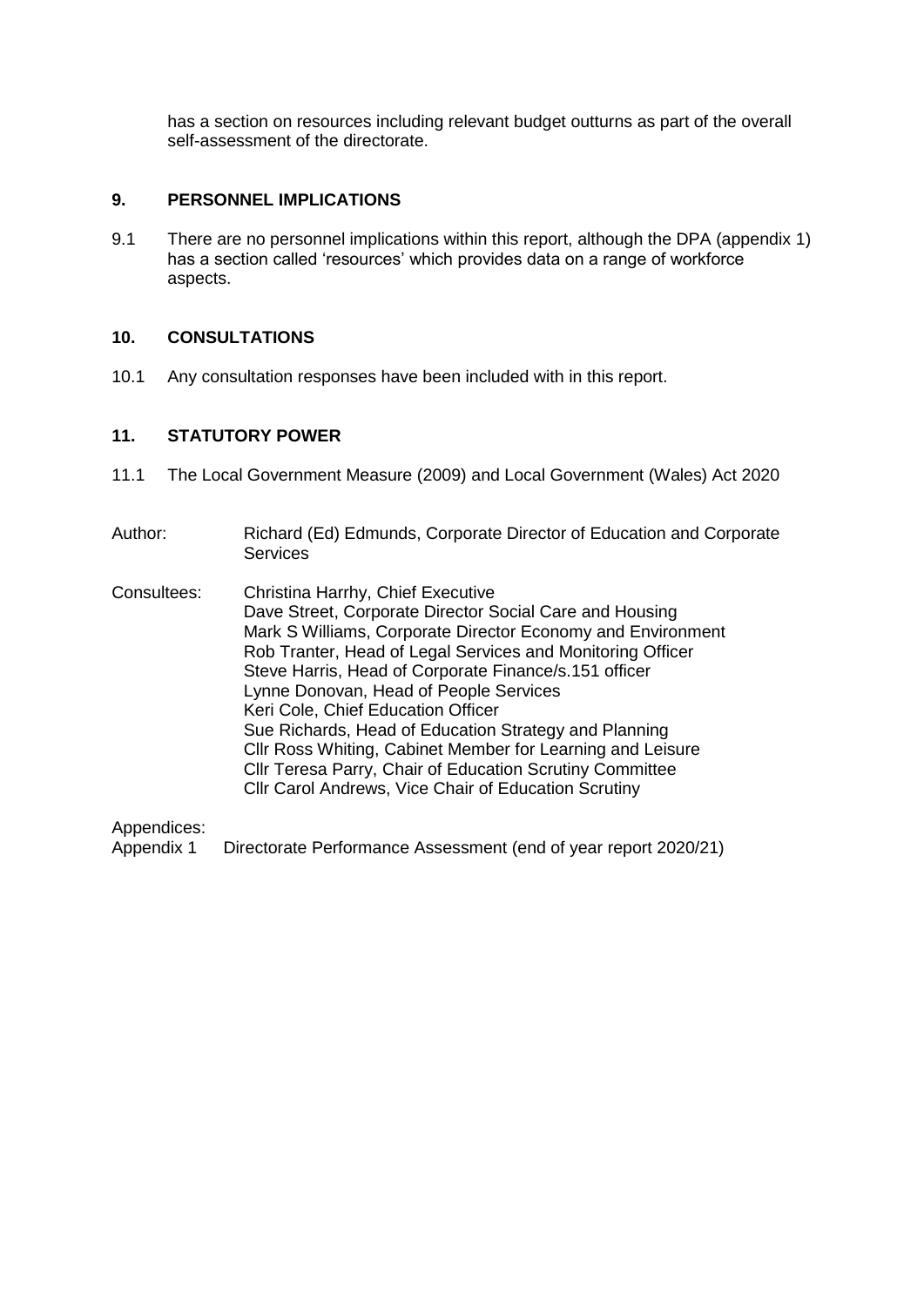has a section on resources including relevant budget outturns as part of the overall self-assessment of the directorate.

## 9. PERSONNEL IMPLICATIONS

9.1 There are no personnel implications within this report, although the DPA (appendix 1) has a section called 'resources' which provides data on a range of workforce aspects.

## 10. CONSULTATIONS

10.1 Any consultation responses have been included with in this report.

## 11. STATUTORY POWER

11.1 The Local Government Measure (2009) and Local Government (Wales) Act 2020

Author: Richard (Ed) Edmunds, Corporate Director of Education and Corporate Services

Consultees:
Christina Harrhy, Chief Executive
Dave Street, Corporate Director Social Care and Housing
Mark S Williams, Corporate Director Economy and Environment
Rob Tranter, Head of Legal Services and Monitoring Officer
Steve Harris, Head of Corporate Finance/s.151 officer
Lynne Donovan, Head of People Services
Keri Cole, Chief Education Officer
Sue Richards, Head of Education Strategy and Planning
Cllr Ross Whiting, Cabinet Member for Learning and Leisure
Cllr Teresa Parry, Chair of Education Scrutiny Committee
Cllr Carol Andrews, Vice Chair of Education Scrutiny

Appendices:
Appendix 1 Directorate Performance Assessment (end of year report 2020/21)